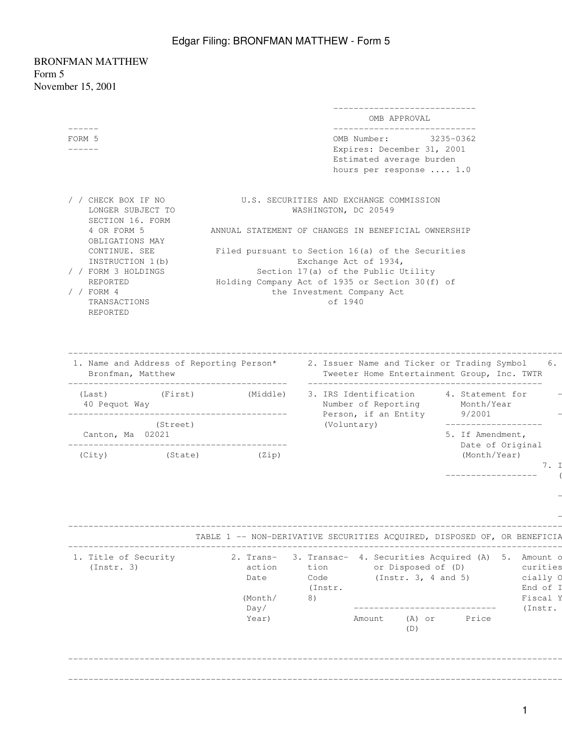BRONFMAN MATTHEW
Form 5
November 15, 2001

FORM 5

OMB APPROVAL

OMB Number: 3235-0362
Expires: December 31, 2001
Estimated average burden
hours per response .... 1.0

/ / CHECK BOX IF NO LONGER SUBJECT TO SECTION 16. FORM 4 OR FORM 5 OBLIGATIONS MAY CONTINUE. SEE INSTRUCTION 1(b)

/ / FORM 3 HOLDINGS REPORTED

/ / FORM 4 TRANSACTIONS REPORTED

U.S. SECURITIES AND EXCHANGE COMMISSION
WASHINGTON, DC 20549

ANNUAL STATEMENT OF CHANGES IN BENEFICIAL OWNERSHIP

Filed pursuant to Section 16(a) of the Securities Exchange Act of 1934, Section 17(a) of the Public Utility Holding Company Act of 1935 or Section 30(f) of the Investment Company Act of 1940

1. Name and Address of Reporting Person*
Bronfman, Matthew

(Last) (First) (Middle)
40 Pequot Way

(Street)
Canton, Ma 02021

(City) (State) (Zip)

2. Issuer Name and Ticker or Trading Symbol
Tweeter Home Entertainment Group, Inc. TWTR

3. IRS Identification Number of Reporting Person, if an Entity (Voluntary)

4. Statement for Month/Year
9/2001

5. If Amendment, Date of Original (Month/Year)

6.

7. I

TABLE 1 -- NON-DERIVATIVE SECURITIES ACQUIRED, DISPOSED OF, OR BENEFICIA

| 1. Title of Security (Instr. 3) | 2. Transaction Date (Month/Day/Year) | 3. Transaction Code (Instr. 8) | 4. Securities Acquired (A) or Disposed of (D) (Instr. 3, 4 and 5) | | | 5. Amount o curities cially O End of I Fiscal Y (Instr. |
|---|---|---|---|---|---|---|
| | | | Amount | (A) or (D) | Price | |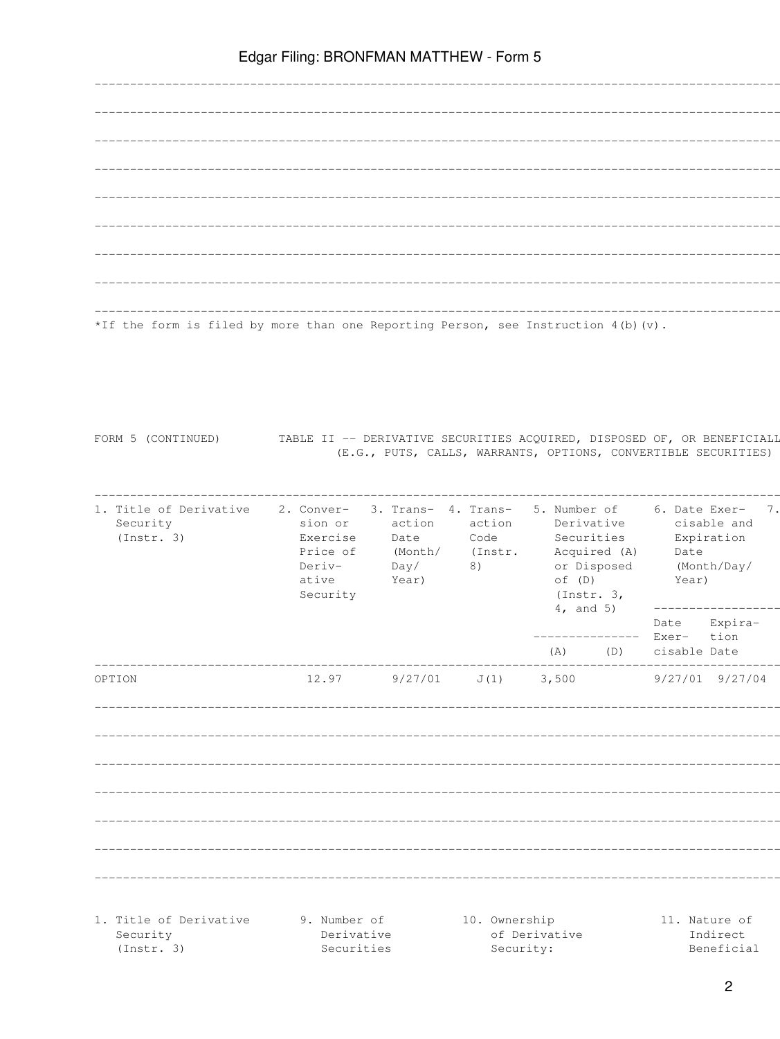*If the form is filed by more than one Reporting Person, see Instruction 4(b)(v).

FORM 5 (CONTINUED) TABLE II -- DERIVATIVE SECURITIES ACQUIRED, DISPOSED OF, OR BENEFICIALL
(E.G., PUTS, CALLS, WARRANTS, OPTIONS, CONVERTIBLE SECURITIES)

| 1. Title of Derivative Security (Instr. 3) | 2. Conversion or Exercise Price of Derivative Security | 3. Transaction Date (Month/Day/Year) | 4. Transaction Code (Instr. 8) | 5. Number of Derivative Securities Acquired (A) or Disposed of (D) (Instr. 3, 4, and 5) | | 6. Date Exercisable and Expiration Date (Month/Day/Year) | | 7. |
|---|---|---|---|---|---|---|---|---|
| | | | | (A) | (D) | Date Exercisable | Expiration Date | |
| OPTION | 12.97 | 9/27/01 | J(1) | 3,500 | | 9/27/01 | 9/27/04 | |

| 1. Title of Derivative Security (Instr. 3) | 9. Number of Derivative Securities | 10. Ownership of Derivative Security: | 11. Nature of Indirect Beneficial |
|---|---|---|---|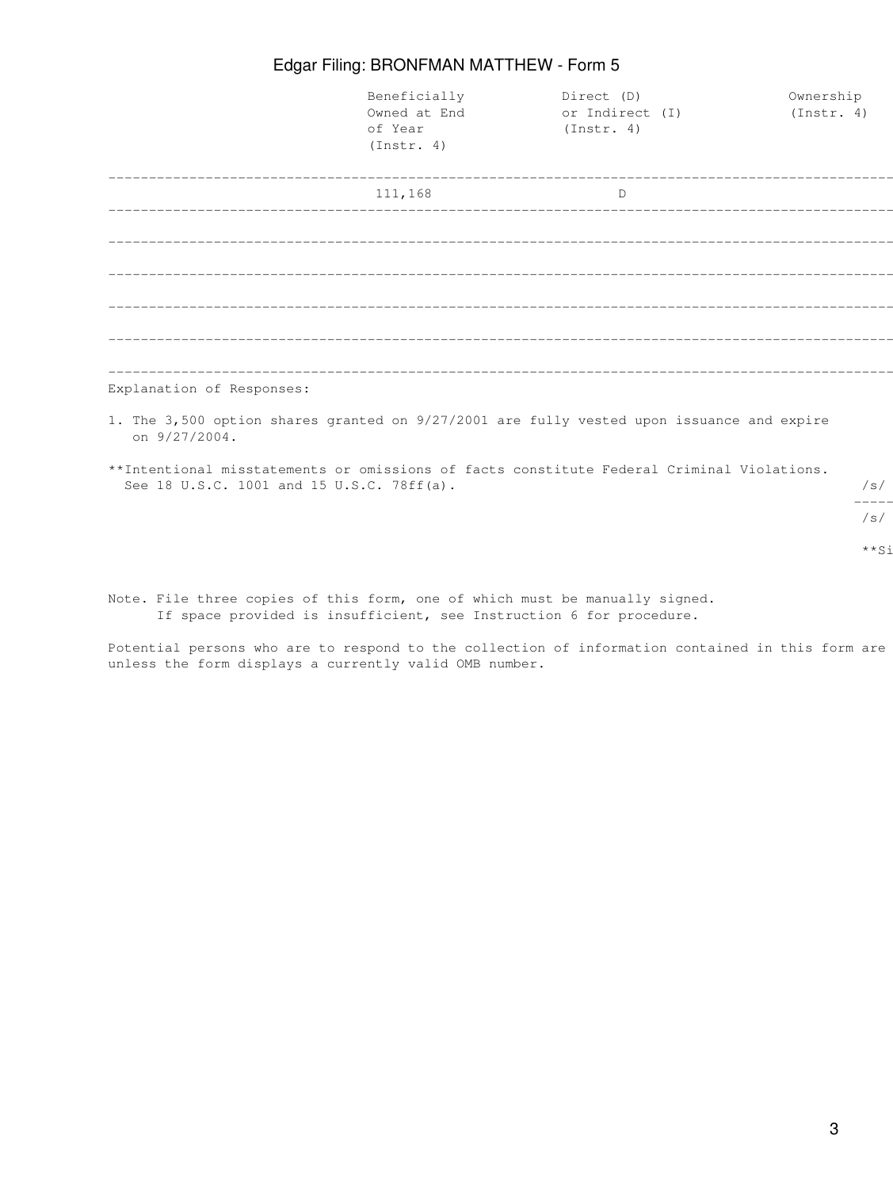| Beneficially Owned at End of Year (Instr. 4) | Direct (D) or Indirect (I) (Instr. 4) | Ownership (Instr. 4) |
|---|---|---|
| 111,168 | D | |
| | | |
| | | |
| | | |
| | | |
| | | |

Explanation of Responses:

1. The 3,500 option shares granted on 9/27/2001 are fully vested upon issuance and expire on 9/27/2004.

**Intentional misstatements or omissions of facts constitute Federal Criminal Violations. See 18 U.S.C. 1001 and 15 U.S.C. 78ff(a).

/s/

/s/

**Si

Note. File three copies of this form, one of which must be manually signed. If space provided is insufficient, see Instruction 6 for procedure.

Potential persons who are to respond to the collection of information contained in this form are unless the form displays a currently valid OMB number.